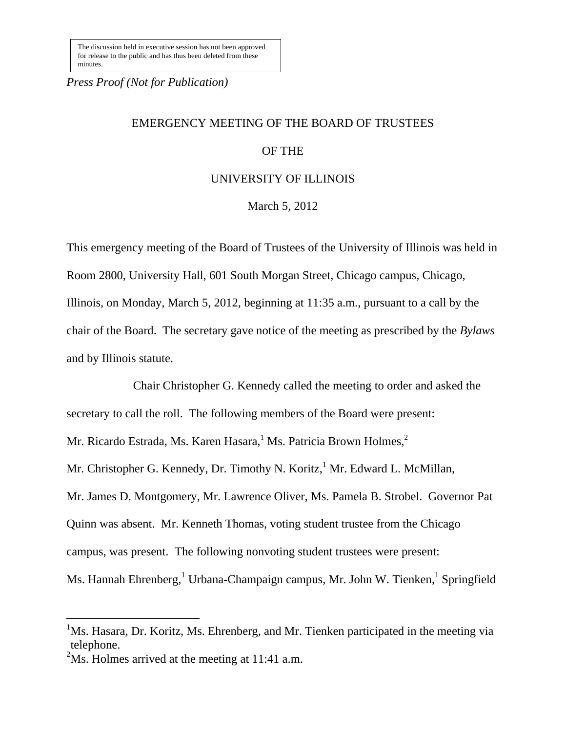The discussion held in executive session has not been approved for release to the public and has thus been deleted from these minutes.

*Press Proof (Not for Publication)*

# EMERGENCY MEETING OF THE BOARD OF TRUSTEES

# OF THE

# UNIVERSITY OF ILLINOIS

# March 5, 2012

This emergency meeting of the Board of Trustees of the University of Illinois was held in Room 2800, University Hall, 601 South Morgan Street, Chicago campus, Chicago, Illinois, on Monday, March 5, 2012, beginning at 11:35 a.m., pursuant to a call by the chair of the Board. The secretary gave notice of the meeting as prescribed by the *Bylaws* and by Illinois statute.

Chair Christopher G. Kennedy called the meeting to order and asked the secretary to call the roll. The following members of the Board were present: Mr. Ricardo Estrada, Ms. Karen Hasara,[1] Ms. Patricia Brown Holmes,[2] Mr. Christopher G. Kennedy, Dr. Timothy N. Koritz,[1] Mr. Edward L. McMillan, Mr. James D. Montgomery, Mr. Lawrence Oliver, Ms. Pamela B. Strobel. Governor Pat Quinn was absent. Mr. Kenneth Thomas, voting student trustee from the Chicago campus, was present. The following nonvoting student trustees were present: Ms. Hannah Ehrenberg,[1] Urbana-Champaign campus, Mr. John W. Tienken,[1] Springfield

---

[1]Ms. Hasara, Dr. Koritz, Ms. Ehrenberg, and Mr. Tienken participated in the meeting via telephone.

[2]Ms. Holmes arrived at the meeting at 11:41 a.m.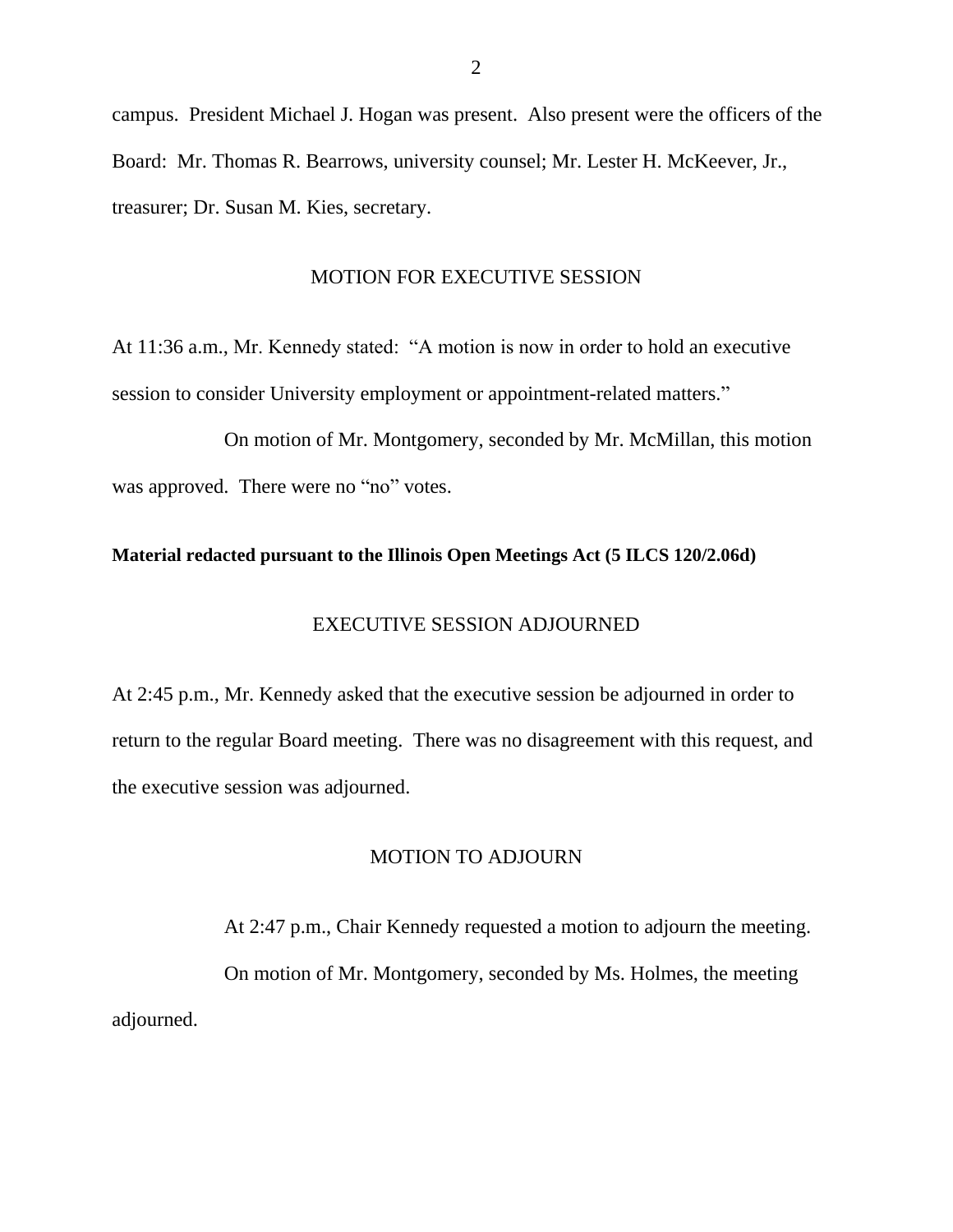campus. President Michael J. Hogan was present. Also present were the officers of the Board: Mr. Thomas R. Bearrows, university counsel; Mr. Lester H. McKeever, Jr., treasurer; Dr. Susan M. Kies, secretary.

## MOTION FOR EXECUTIVE SESSION

At 11:36 a.m., Mr. Kennedy stated: "A motion is now in order to hold an executive session to consider University employment or appointment-related matters."

On motion of Mr. Montgomery, seconded by Mr. McMillan, this motion was approved. There were no "no" votes.

**Material redacted pursuant to the Illinois Open Meetings Act (5 ILCS 120/2.06d)**

## EXECUTIVE SESSION ADJOURNED

At 2:45 p.m., Mr. Kennedy asked that the executive session be adjourned in order to return to the regular Board meeting. There was no disagreement with this request, and the executive session was adjourned.

## MOTION TO ADJOURN

At 2:47 p.m., Chair Kennedy requested a motion to adjourn the meeting.

On motion of Mr. Montgomery, seconded by Ms. Holmes, the meeting adjourned.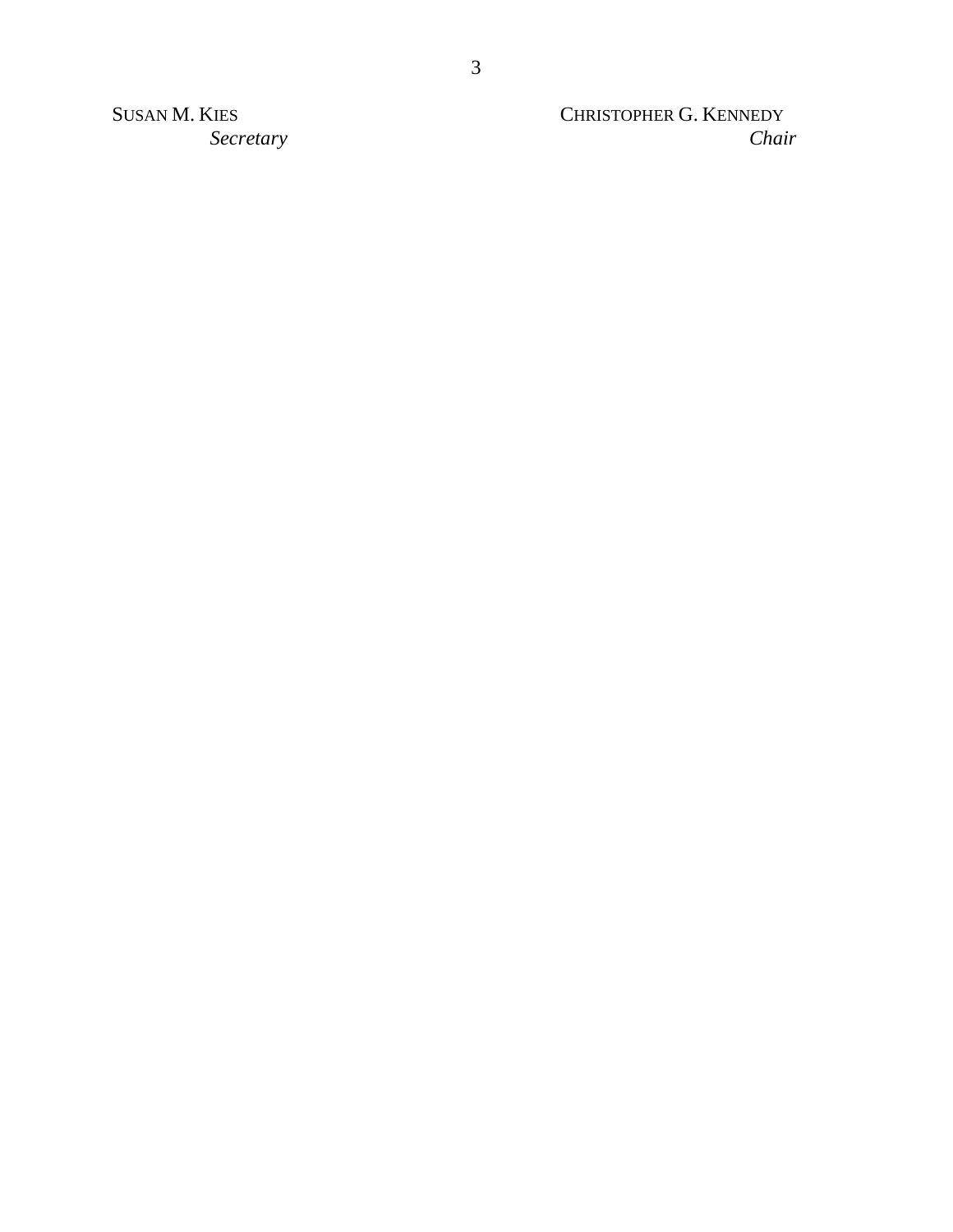SUSAN M. KIES
*Secretary*

CHRISTOPHER G. KENNEDY
*Chair*